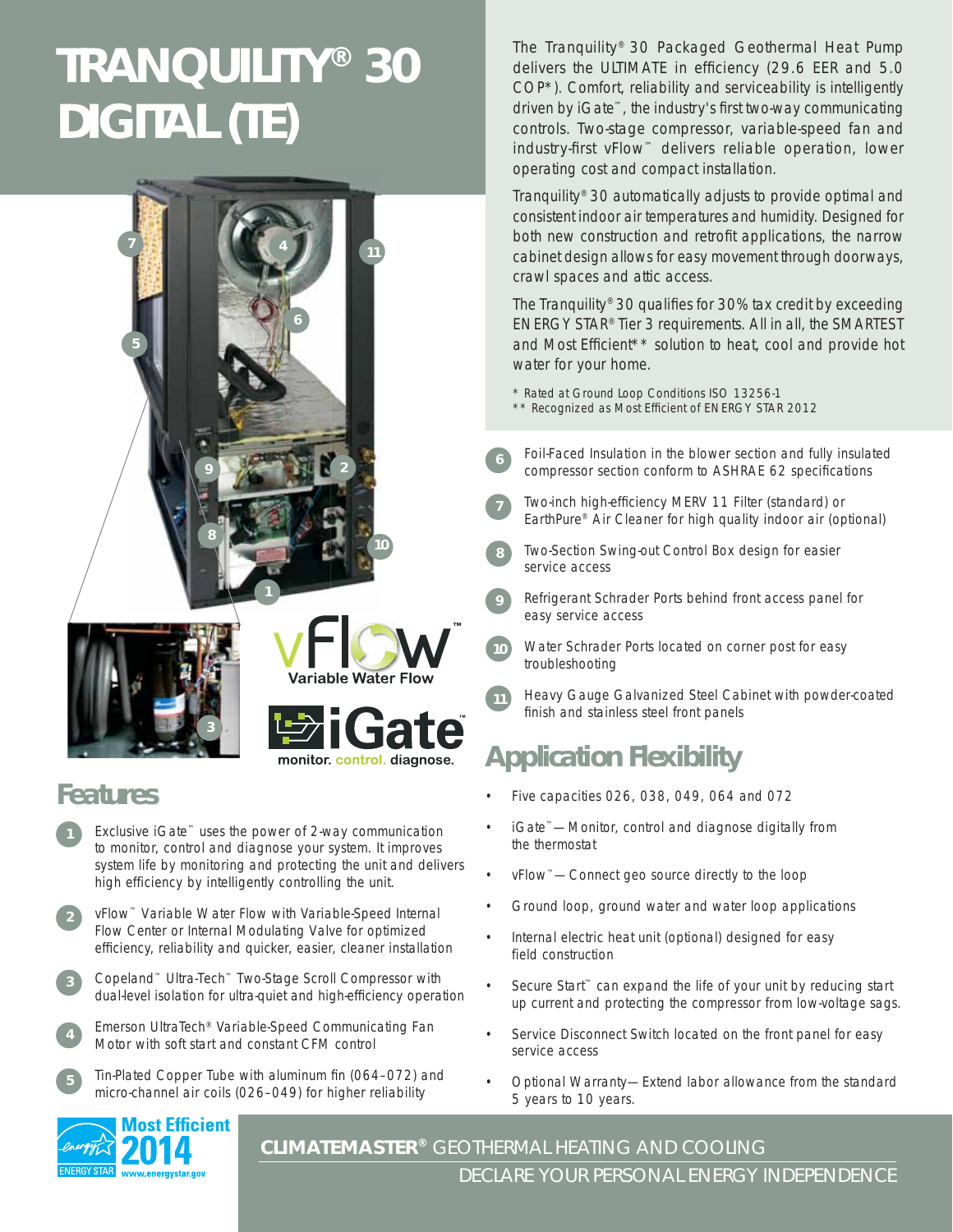# TRANQUILITY® 30 DIGITAL (TE)

The Tranquility® 30 Packaged Geothermal Heat Pump delivers the ULTIMATE in efficiency (29.6 EER and 5.0 COP*). Comfort, reliability and serviceability is intelligently driven by iGate™, the industry's first two-way communicating controls. Two-stage compressor, variable-speed fan and industry-first vFlow™ delivers reliable operation, lower operating cost and compact installation.

Tranquility® 30 automatically adjusts to provide optimal and consistent indoor air temperatures and humidity. Designed for both new construction and retrofit applications, the narrow cabinet design allows for easy movement through doorways, crawl spaces and attic access.

The Tranquility® 30 qualifies for 30% tax credit by exceeding ENERGY STAR® Tier 3 requirements. All in all, the SMARTEST and Most Efficient** solution to heat, cool and provide hot water for your home.

\* Rated at Ground Loop Conditions ISO 13256-1
\*\* Recognized as Most Efficient of ENERGY STAR 2012

vFlow™ Variable Water Flow

iGate™ monitor. control. diagnose.

## Features

1. Exclusive iGate™ uses the power of 2-way communication to monitor, control and diagnose your system. It improves system life by monitoring and protecting the unit and delivers high efficiency by intelligently controlling the unit.
2. vFlow™ Variable Water Flow with Variable-Speed Internal Flow Center or Internal Modulating Valve for optimized efficiency, reliability and quicker, easier, cleaner installation
3. Copeland™ Ultra-Tech™ Two-Stage Scroll Compressor with dual-level isolation for ultra-quiet and high-efficiency operation
4. Emerson UltraTech® Variable-Speed Communicating Fan Motor with soft start and constant CFM control
5. Tin-Plated Copper Tube with aluminum fin (064–072) and micro-channel air coils (026–049) for higher reliability
6. Foil-Faced Insulation in the blower section and fully insulated compressor section conform to ASHRAE 62 specifications
7. Two-inch high-efficiency MERV 11 Filter (standard) or EarthPure® Air Cleaner for high quality indoor air (optional)
8. Two-Section Swing-out Control Box design for easier service access
9. Refrigerant Schrader Ports behind front access panel for easy service access
10. Water Schrader Ports located on corner post for easy troubleshooting
11. Heavy Gauge Galvanized Steel Cabinet with powder-coated finish and stainless steel front panels

## Application Flexibility

- Five capacities 026, 038, 049, 064 and 072
- iGate™—Monitor, control and diagnose digitally from the thermostat
- vFlow™—Connect geo source directly to the loop
- Ground loop, ground water and water loop applications
- Internal electric heat unit (optional) designed for easy field construction
- Secure Start™ can expand the life of your unit by reducing start up current and protecting the compressor from low-voltage sags.
- Service Disconnect Switch located on the front panel for easy service access
- Optional Warranty—Extend labor allowance from the standard 5 years to 10 years.

Most Efficient 2014 ENERGY STAR www.energystar.gov

**CLIMATEMASTER®** GEOTHERMAL HEATING AND COOLING

DECLARE YOUR PERSONAL ENERGY INDEPENDENCE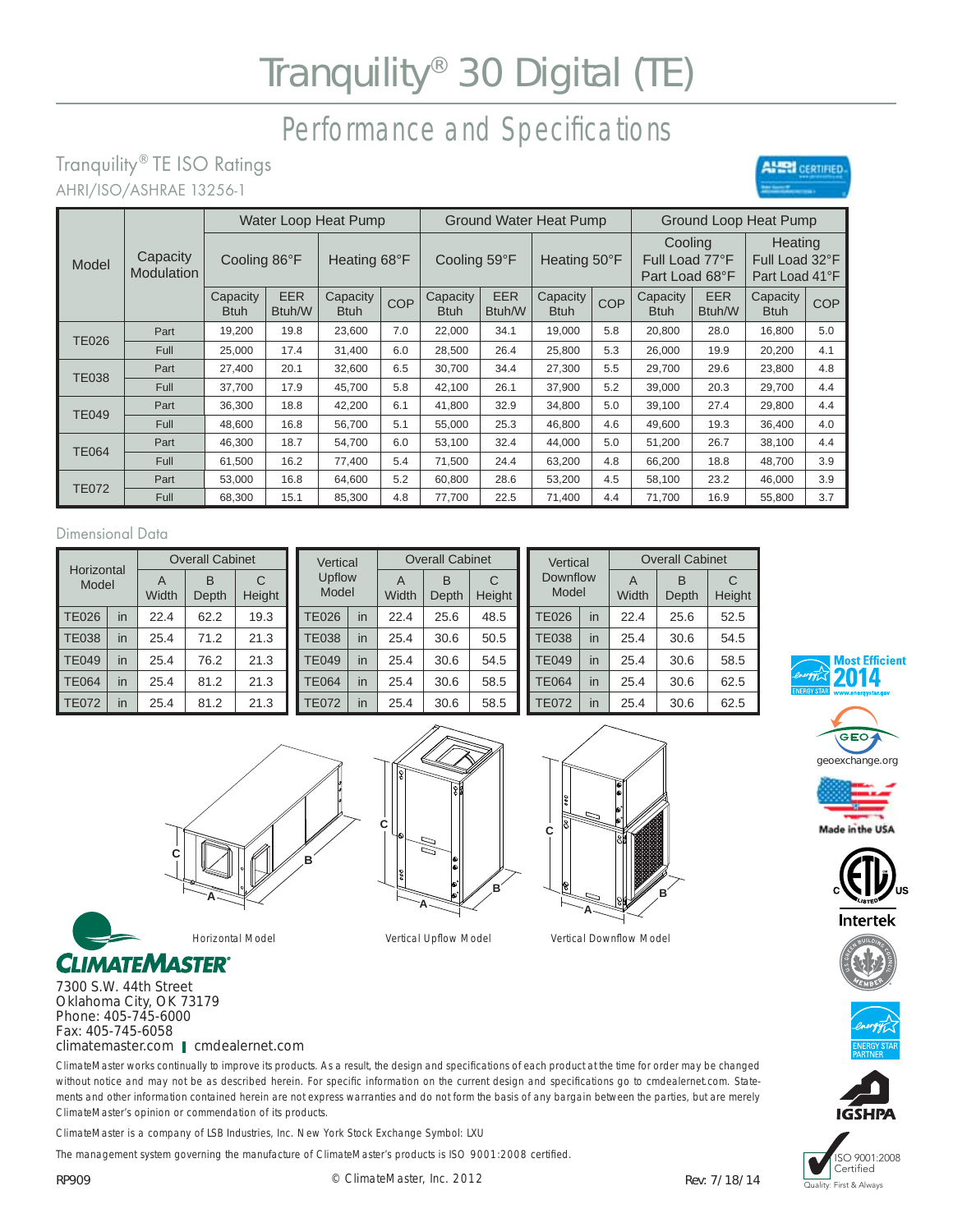# Tranquility® 30 Digital (TE)

## Performance and Specifications

### Tranquility® TE ISO Ratings

AHRI/ISO/ASHRAE 13256-1

| Model | Capacity Modulation | Water Loop Heat Pump | | | | Ground Water Heat Pump | | | | Ground Loop Heat Pump | | | |
|---|---|---|---|---|---|---|---|---|---|---|---|---|---|
| | | Cooling 86°F | | Heating 68°F | | Cooling 59°F | | Heating 50°F | | Cooling Full Load 77°F Part Load 68°F | | Heating Full Load 32°F Part Load 41°F | |
| | | Capacity Btuh | EER Btuh/W | Capacity Btuh | COP | Capacity Btuh | EER Btuh/W | Capacity Btuh | COP | Capacity Btuh | EER Btuh/W | Capacity Btuh | COP |
| TE026 | Part | 19,200 | 19.8 | 23,600 | 7.0 | 22,000 | 34.1 | 19,000 | 5.8 | 20,800 | 28.0 | 16,800 | 5.0 |
| | Full | 25,000 | 17.4 | 31,400 | 6.0 | 28,500 | 26.4 | 25,800 | 5.3 | 26,000 | 19.9 | 20,200 | 4.1 |
| TE038 | Part | 27,400 | 20.1 | 32,600 | 6.5 | 30,700 | 34.4 | 27,300 | 5.5 | 29,700 | 29.6 | 23,800 | 4.8 |
| | Full | 37,700 | 17.9 | 45,700 | 5.8 | 42,100 | 26.1 | 37,900 | 5.2 | 39,000 | 20.3 | 29,700 | 4.4 |
| TE049 | Part | 36,300 | 18.8 | 42,200 | 6.1 | 41,800 | 32.9 | 34,800 | 5.0 | 39,100 | 27.4 | 29,800 | 4.4 |
| | Full | 48,600 | 16.8 | 56,700 | 5.1 | 55,000 | 25.3 | 46,800 | 4.6 | 49,600 | 19.3 | 36,400 | 4.0 |
| TE064 | Part | 46,300 | 18.7 | 54,700 | 6.0 | 53,100 | 32.4 | 44,000 | 5.0 | 51,200 | 26.7 | 38,100 | 4.4 |
| | Full | 61,500 | 16.2 | 77,400 | 5.4 | 71,500 | 24.4 | 63,200 | 4.8 | 66,200 | 18.8 | 48,700 | 3.9 |
| TE072 | Part | 53,000 | 16.8 | 64,600 | 5.2 | 60,800 | 28.6 | 53,200 | 4.5 | 58,100 | 23.2 | 46,000 | 3.9 |
| | Full | 68,300 | 15.1 | 85,300 | 4.8 | 77,700 | 22.5 | 71,400 | 4.4 | 71,700 | 16.9 | 55,800 | 3.7 |

### Dimensional Data

| Horizontal Model | | Overall Cabinet A Width | B Depth | C Height |
|---|---|---|---|---|
| TE026 | in | 22.4 | 62.2 | 19.3 |
| TE038 | in | 25.4 | 71.2 | 21.3 |
| TE049 | in | 25.4 | 76.2 | 21.3 |
| TE064 | in | 25.4 | 81.2 | 21.3 |
| TE072 | in | 25.4 | 81.2 | 21.3 |

| Vertical Upflow Model | | Overall Cabinet A Width | B Depth | C Height |
|---|---|---|---|---|
| TE026 | in | 22.4 | 25.6 | 48.5 |
| TE038 | in | 25.4 | 30.6 | 50.5 |
| TE049 | in | 25.4 | 30.6 | 54.5 |
| TE064 | in | 25.4 | 30.6 | 58.5 |
| TE072 | in | 25.4 | 30.6 | 58.5 |

| Vertical Downflow Model | | Overall Cabinet A Width | B Depth | C Height |
|---|---|---|---|---|
| TE026 | in | 22.4 | 25.6 | 52.5 |
| TE038 | in | 25.4 | 30.6 | 54.5 |
| TE049 | in | 25.4 | 30.6 | 58.5 |
| TE064 | in | 25.4 | 30.6 | 62.5 |
| TE072 | in | 25.4 | 30.6 | 62.5 |

Horizontal Model

Vertical Upflow Model

Vertical Downflow Model

CLIMATEMASTER®

7300 S.W. 44th Street
Oklahoma City, OK 73179
Phone: 405-745-6000
Fax: 405-745-6058
climatemaster.com | cmdealernet.com

ClimateMaster works continually to improve its products. As a result, the design and specifications of each product at the time for order may be changed without notice and may not be as described herein. For specific information on the current design and specifications go to cmdealernet.com. Statements and other information contained herein are not express warranties and do not form the basis of any bargain between the parties, but are merely ClimateMaster's opinion or commendation of its products.

ClimateMaster is a company of LSB Industries, Inc. New York Stock Exchange Symbol: LXU

The management system governing the manufacture of ClimateMaster's products is ISO 9001:2008 certified.

RP909 © ClimateMaster, Inc. 2012 Rev: 7/18/14